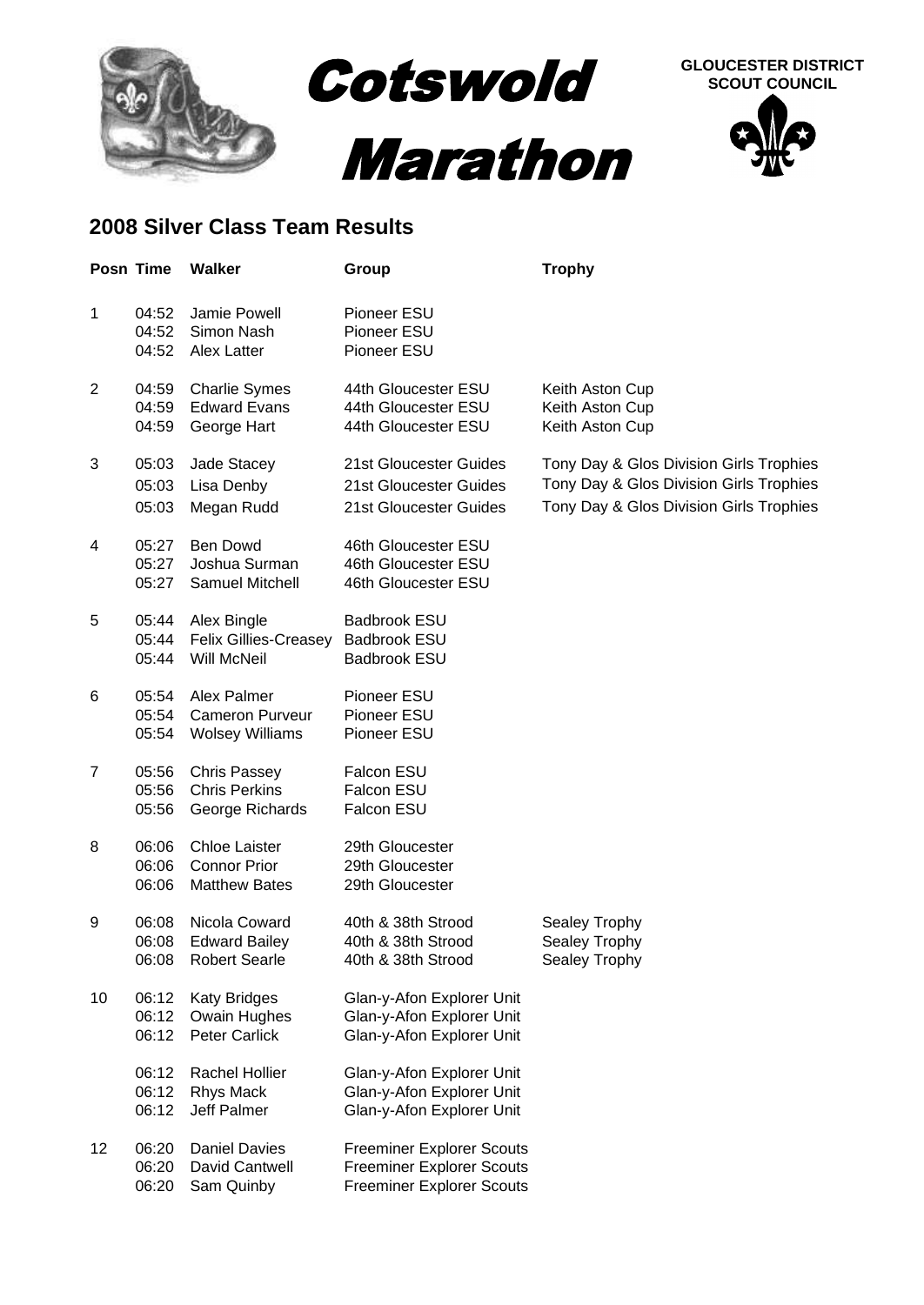# Cotswold Marathon

**GLOUCESTER DISTRICT SCOUT COUNCIL**

## 2008 Silver Class Team Results

| Posn | Time | Walker | Group | Trophy |
|---|---|---|---|---|
| 1 | 04:52 | Jamie Powell | Pioneer ESU | |
| | 04:52 | Simon Nash | Pioneer ESU | |
| | 04:52 | Alex Latter | Pioneer ESU | |
| 2 | 04:59 | Charlie Symes | 44th Gloucester ESU | Keith Aston Cup |
| | 04:59 | Edward Evans | 44th Gloucester ESU | Keith Aston Cup |
| | 04:59 | George Hart | 44th Gloucester ESU | Keith Aston Cup |
| 3 | 05:03 | Jade Stacey | 21st Gloucester Guides | Tony Day & Glos Division Girls Trophies |
| | 05:03 | Lisa Denby | 21st Gloucester Guides | Tony Day & Glos Division Girls Trophies |
| | 05:03 | Megan Rudd | 21st Gloucester Guides | Tony Day & Glos Division Girls Trophies |
| 4 | 05:27 | Ben Dowd | 46th Gloucester ESU | |
| | 05:27 | Joshua Surman | 46th Gloucester ESU | |
| | 05:27 | Samuel Mitchell | 46th Gloucester ESU | |
| 5 | 05:44 | Alex Bingle | Badbrook ESU | |
| | 05:44 | Felix Gillies-Creasey | Badbrook ESU | |
| | 05:44 | Will McNeil | Badbrook ESU | |
| 6 | 05:54 | Alex Palmer | Pioneer ESU | |
| | 05:54 | Cameron Purveur | Pioneer ESU | |
| | 05:54 | Wolsey Williams | Pioneer ESU | |
| 7 | 05:56 | Chris Passey | Falcon ESU | |
| | 05:56 | Chris Perkins | Falcon ESU | |
| | 05:56 | George Richards | Falcon ESU | |
| 8 | 06:06 | Chloe Laister | 29th Gloucester | |
| | 06:06 | Connor Prior | 29th Gloucester | |
| | 06:06 | Matthew Bates | 29th Gloucester | |
| 9 | 06:08 | Nicola Coward | 40th & 38th Strood | Sealey Trophy |
| | 06:08 | Edward Bailey | 40th & 38th Strood | Sealey Trophy |
| | 06:08 | Robert Searle | 40th & 38th Strood | Sealey Trophy |
| 10 | 06:12 | Katy Bridges | Glan-y-Afon Explorer Unit | |
| | 06:12 | Owain Hughes | Glan-y-Afon Explorer Unit | |
| | 06:12 | Peter Carlick | Glan-y-Afon Explorer Unit | |
| | 06:12 | Rachel Hollier | Glan-y-Afon Explorer Unit | |
| | 06:12 | Rhys Mack | Glan-y-Afon Explorer Unit | |
| | 06:12 | Jeff Palmer | Glan-y-Afon Explorer Unit | |
| 12 | 06:20 | Daniel Davies | Freeminer Explorer Scouts | |
| | 06:20 | David Cantwell | Freeminer Explorer Scouts | |
| | 06:20 | Sam Quinby | Freeminer Explorer Scouts | |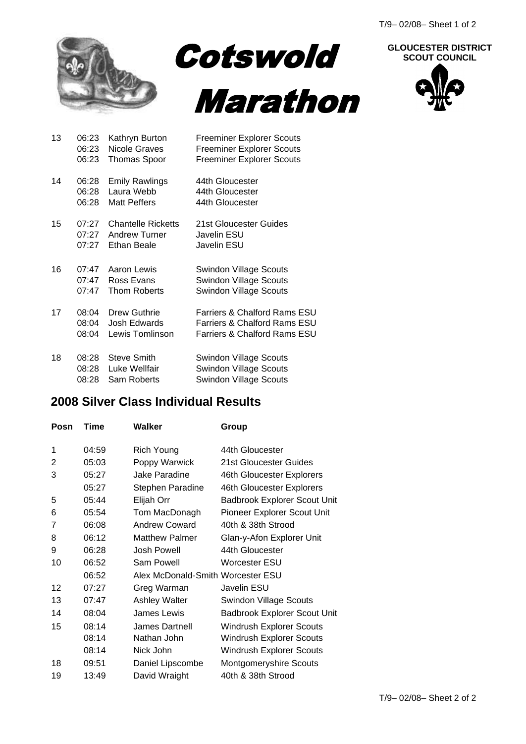# Cotswold Marathon

**GLOUCESTER DISTRICT SCOUT COUNCIL**

| | | | |
|---|---|---|---|
| 13 | 06:23 | Kathryn Burton | Freeminer Explorer Scouts |
| | 06:23 | Nicole Graves | Freeminer Explorer Scouts |
| | 06:23 | Thomas Spoor | Freeminer Explorer Scouts |
| 14 | 06:28 | Emily Rawlings | 44th Gloucester |
| | 06:28 | Laura Webb | 44th Gloucester |
| | 06:28 | Matt Peffers | 44th Gloucester |
| 15 | 07:27 | Chantelle Ricketts | 21st Gloucester Guides |
| | 07:27 | Andrew Turner | Javelin ESU |
| | 07:27 | Ethan Beale | Javelin ESU |
| 16 | 07:47 | Aaron Lewis | Swindon Village Scouts |
| | 07:47 | Ross Evans | Swindon Village Scouts |
| | 07:47 | Thom Roberts | Swindon Village Scouts |
| 17 | 08:04 | Drew Guthrie | Farriers & Chalford Rams ESU |
| | 08:04 | Josh Edwards | Farriers & Chalford Rams ESU |
| | 08:04 | Lewis Tomlinson | Farriers & Chalford Rams ESU |
| 18 | 08:28 | Steve Smith | Swindon Village Scouts |
| | 08:28 | Luke Wellfair | Swindon Village Scouts |
| | 08:28 | Sam Roberts | Swindon Village Scouts |

## 2008 Silver Class Individual Results

| Posn | Time | Walker | Group |
|---|---|---|---|
| 1 | 04:59 | Rich Young | 44th Gloucester |
| 2 | 05:03 | Poppy Warwick | 21st Gloucester Guides |
| 3 | 05:27 | Jake Paradine | 46th Gloucester Explorers |
| | 05:27 | Stephen Paradine | 46th Gloucester Explorers |
| 5 | 05:44 | Elijah Orr | Badbrook Explorer Scout Unit |
| 6 | 05:54 | Tom MacDonagh | Pioneer Explorer Scout Unit |
| 7 | 06:08 | Andrew Coward | 40th & 38th Strood |
| 8 | 06:12 | Matthew Palmer | Glan-y-Afon Explorer Unit |
| 9 | 06:28 | Josh Powell | 44th Gloucester |
| 10 | 06:52 | Sam Powell | Worcester ESU |
| | 06:52 | Alex McDonald-Smith | Worcester ESU |
| 12 | 07:27 | Greg Warman | Javelin ESU |
| 13 | 07:47 | Ashley Walter | Swindon Village Scouts |
| 14 | 08:04 | James Lewis | Badbrook Explorer Scout Unit |
| 15 | 08:14 | James Dartnell | Windrush Explorer Scouts |
| | 08:14 | Nathan John | Windrush Explorer Scouts |
| | 08:14 | Nick John | Windrush Explorer Scouts |
| 18 | 09:51 | Daniel Lipscombe | Montgomeryshire Scouts |
| 19 | 13:49 | David Wraight | 40th & 38th Strood |